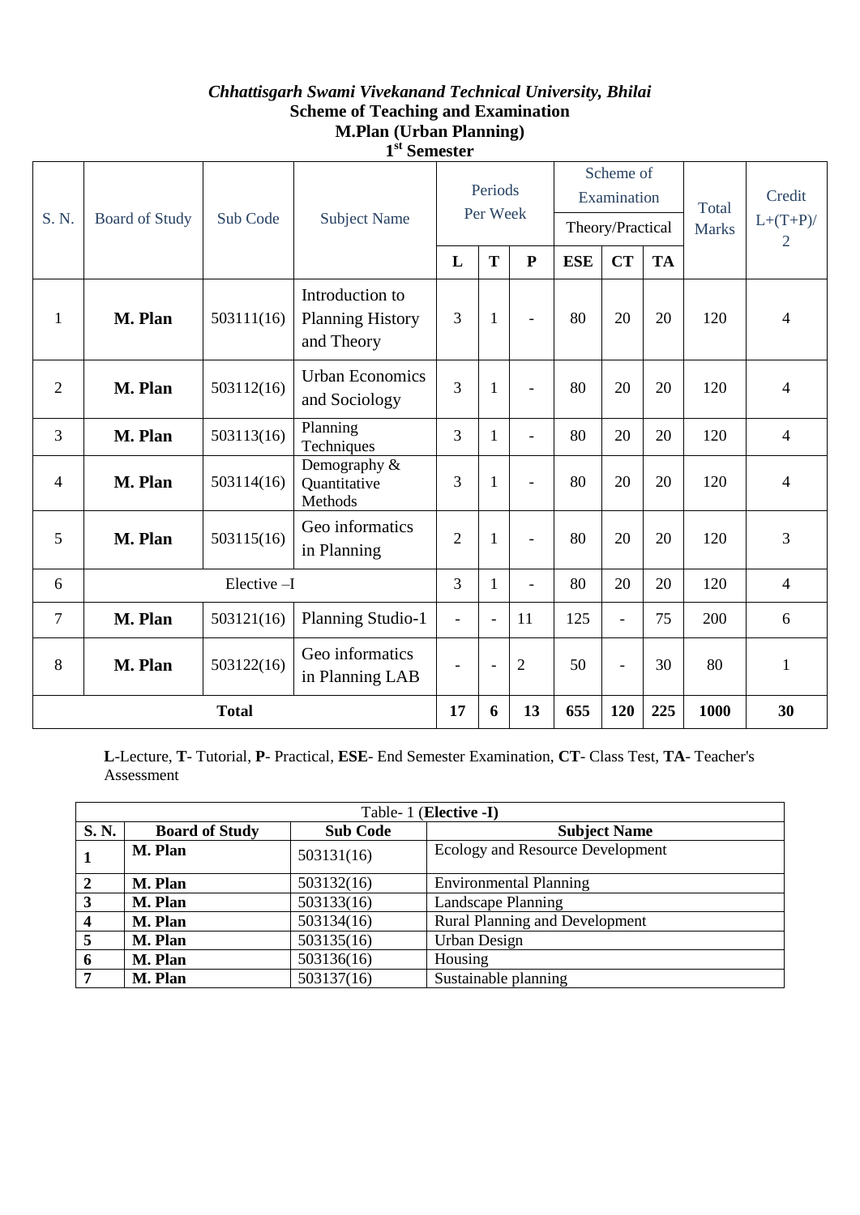*Chhattisgarh Swami Vivekanand Technical University, Bhilai*

**Scheme of Teaching and Examination**

**M.Plan (Urban Planning)**

**1st Semester**

| S. N. | Board of Study | Sub Code | Subject Name | Periods Per Week | | | Scheme of Examination Theory/Practical | | | Total Marks | Credit L+(T+P)/2 |
|---|---|---|---|---|---|---|---|---|---|---|---|
| | | | | **L** | **T** | **P** | **ESE** | **CT** | **TA** | | |
| 1 | **M. Plan** | 503111(16) | Introduction to Planning History and Theory | 3 | 1 | - | 80 | 20 | 20 | 120 | 4 |
| 2 | **M. Plan** | 503112(16) | Urban Economics and Sociology | 3 | 1 | - | 80 | 20 | 20 | 120 | 4 |
| 3 | **M. Plan** | 503113(16) | Planning Techniques | 3 | 1 | - | 80 | 20 | 20 | 120 | 4 |
| 4 | **M. Plan** | 503114(16) | Demography & Quantitative Methods | 3 | 1 | - | 80 | 20 | 20 | 120 | 4 |
| 5 | **M. Plan** | 503115(16) | Geo informatics in Planning | 2 | 1 | - | 80 | 20 | 20 | 120 | 3 |
| 6 | Elective –I | | | 3 | 1 | - | 80 | 20 | 20 | 120 | 4 |
| 7 | **M. Plan** | 503121(16) | Planning Studio-1 | - | - | 11 | 125 | - | 75 | 200 | 6 |
| 8 | **M. Plan** | 503122(16) | Geo informatics in Planning LAB | - | - | 2 | 50 | - | 30 | 80 | 1 |
| **Total** | | | | **17** | **6** | **13** | **655** | **120** | **225** | **1000** | **30** |

**L**-Lecture, **T**- Tutorial, **P**- Practical, **ESE**- End Semester Examination, **CT**- Class Test, **TA**- Teacher's Assessment

Table- 1 (**Elective -I**)

| S. N. | Board of Study | Sub Code | Subject Name |
|---|---|---|---|
| **1** | **M. Plan** | 503131(16) | Ecology and Resource Development |
| **2** | **M. Plan** | 503132(16) | Environmental Planning |
| **3** | **M. Plan** | 503133(16) | Landscape Planning |
| **4** | **M. Plan** | 503134(16) | Rural Planning and Development |
| **5** | **M. Plan** | 503135(16) | Urban Design |
| **6** | **M. Plan** | 503136(16) | Housing |
| **7** | **M. Plan** | 503137(16) | Sustainable planning |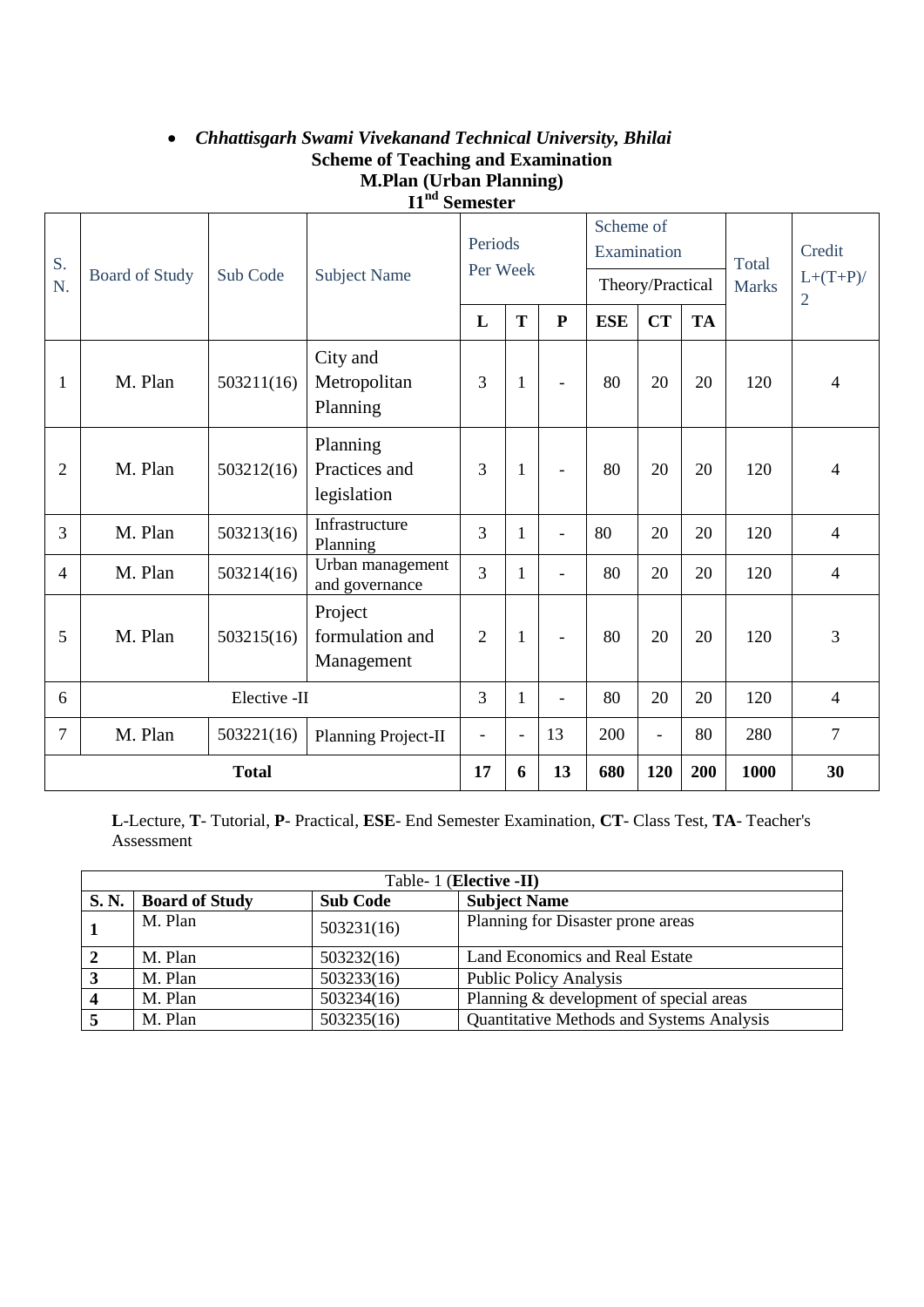- ***Chhattisgarh Swami Vivekanand Technical University, Bhilai***

**Scheme of Teaching and Examination**

**M.Plan (Urban Planning)**

**I1$^{nd}$ Semester**

| S. N. | Board of Study | Sub Code | Subject Name | Periods Per Week | | | Scheme of Examination | | | Total Marks | Credit L+(T+P)/2 |
|---|---|---|---|---|---|---|---|---|---|---|---|
| | | | | | | | Theory/Practical | | | | |
| | | | | **L** | **T** | **P** | **ESE** | **CT** | **TA** | | |
| 1 | M. Plan | 503211(16) | City and Metropolitan Planning | 3 | 1 | - | 80 | 20 | 20 | 120 | 4 |
| 2 | M. Plan | 503212(16) | Planning Practices and legislation | 3 | 1 | - | 80 | 20 | 20 | 120 | 4 |
| 3 | M. Plan | 503213(16) | Infrastructure Planning | 3 | 1 | - | 80 | 20 | 20 | 120 | 4 |
| 4 | M. Plan | 503214(16) | Urban management and governance | 3 | 1 | - | 80 | 20 | 20 | 120 | 4 |
| 5 | M. Plan | 503215(16) | Project formulation and Management | 2 | 1 | - | 80 | 20 | 20 | 120 | 3 |
| 6 | Elective -II | | | 3 | 1 | - | 80 | 20 | 20 | 120 | 4 |
| 7 | M. Plan | 503221(16) | Planning Project-II | - | - | 13 | 200 | - | 80 | 280 | 7 |
| **Total** | | | | **17** | **6** | **13** | **680** | **120** | **200** | **1000** | **30** |

**L**-Lecture, **T**- Tutorial, **P**- Practical, **ESE**- End Semester Examination, **CT**- Class Test, **TA**- Teacher's Assessment

| Table- 1 (**Elective -II**) | | | |
|---|---|---|---|
| **S. N.** | **Board of Study** | **Sub Code** | **Subject Name** |
| **1** | M. Plan | 503231(16) | Planning for Disaster prone areas |
| **2** | M. Plan | 503232(16) | Land Economics and Real Estate |
| **3** | M. Plan | 503233(16) | Public Policy Analysis |
| **4** | M. Plan | 503234(16) | Planning & development of special areas |
| **5** | M. Plan | 503235(16) | Quantitative Methods and Systems Analysis |